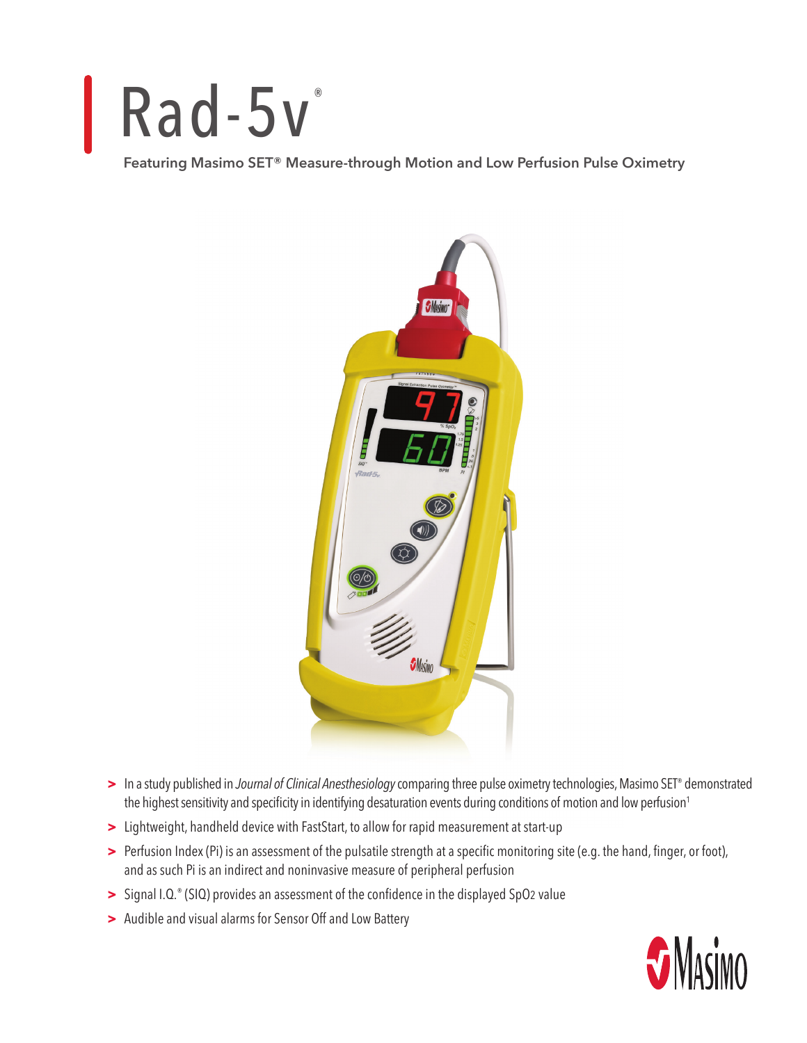# Rad-5v®

**Featuring Masimo SET® Measure-through Motion and Low Perfusion Pulse Oximetry**

- In a study published in *Journal of Clinical Anesthesiology* comparing three pulse oximetry technologies, Masimo SET® demonstrated the highest sensitivity and specificity in identifying desaturation events during conditions of motion and low perfusion[1]
- Lightweight, handheld device with FastStart, to allow for rapid measurement at start-up
- Perfusion Index (Pi) is an assessment of the pulsatile strength at a specific monitoring site (e.g. the hand, finger, or foot), and as such Pi is an indirect and noninvasive measure of peripheral perfusion
- Signal I.Q.® (SIQ) provides an assessment of the confidence in the displayed $SpO_2$ value
- Audible and visual alarms for Sensor Off and Low Battery

Masimo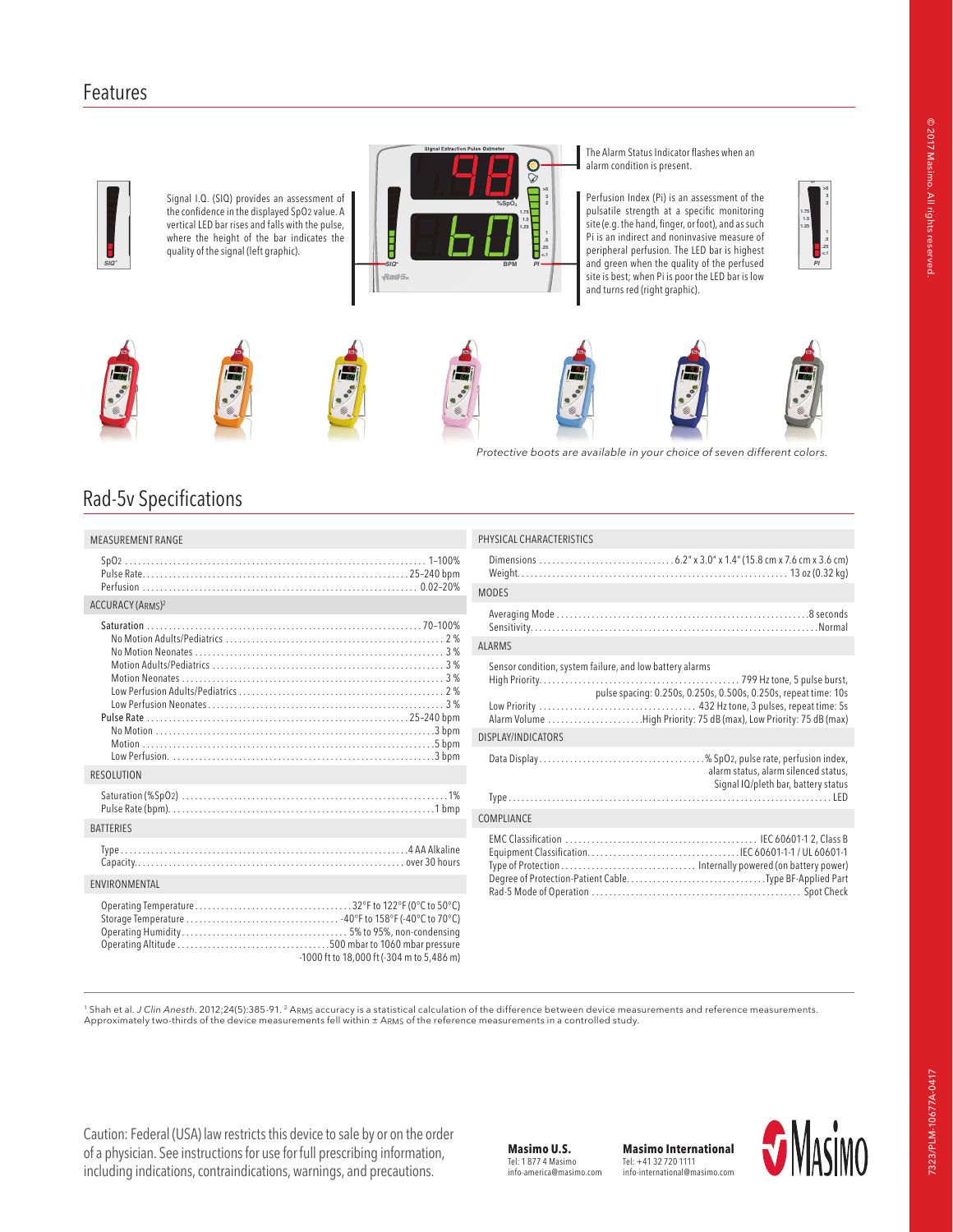## Features

Signal I.Q. (SIQ) provides an assessment of the confidence in the displayed $SpO_2$ value. A vertical LED bar rises and falls with the pulse, where the height of the bar indicates the quality of the signal (left graphic).

The Alarm Status Indicator flashes when an alarm condition is present.

Perfusion Index (Pi) is an assessment of the pulsatile strength at a specific monitoring site (e.g. the hand, finger, or foot), and as such Pi is an indirect and noninvasive measure of peripheral perfusion. The LED bar is highest and green when the quality of the perfused site is best; when Pi is poor the LED bar is low and turns red (right graphic).

*Protective boots are available in your choice of seven different colors.*

## Rad-5v Specifications

### MEASUREMENT RANGE

| | |
|---|---|
| $SpO_2$ | 1–100% |
| Pulse Rate | 25–240 bpm |
| Perfusion | 0.02–20% |

### ACCURACY (ARMS)[2]

| | |
|---|---|
| **Saturation** | 70–100% |
| No Motion Adults/Pediatrics | 2 % |
| No Motion Neonates | 3 % |
| Motion Adults/Pediatrics | 3 % |
| Motion Neonates | 3 % |
| Low Perfusion Adults/Pediatrics | 2 % |
| Low Perfusion Neonates | 3 % |
| **Pulse Rate** | 25–240 bpm |
| No Motion | 3 bpm |
| Motion | 5 bpm |
| Low Perfusion | 3 bpm |

### RESOLUTION

| | |
|---|---|
| Saturation (%$SpO_2$) | 1% |
| Pulse Rate (bpm) | 1 bmp |

### BATTERIES

| | |
|---|---|
| Type | 4 AA Alkaline |
| Capacity | over 30 hours |

### ENVIRONMENTAL

| | |
|---|---|
| Operating Temperature | 32°F to 122°F (0°C to 50°C) |
| Storage Temperature | -40°F to 158°F (-40°C to 70°C) |
| Operating Humidity | 5% to 95%, non-condensing |
| Operating Altitude | 500 mbar to 1060 mbar pressure -1000 ft to 18,000 ft (-304 m to 5,486 m) |

### PHYSICAL CHARACTERISTICS

| | |
|---|---|
| Dimensions | 6.2" x 3.0" x 1.4" (15.8 cm x 7.6 cm x 3.6 cm) |
| Weight | 13 oz (0.32 kg) |

### MODES

| | |
|---|---|
| Averaging Mode | 8 seconds |
| Sensitivity | Normal |

### ALARMS

Sensor condition, system failure, and low battery alarms

| | |
|---|---|
| High Priority | 799 Hz tone, 5 pulse burst, pulse spacing: 0.250s, 0.250s, 0.500s, 0.250s, repeat time: 10s |
| Low Priority | 432 Hz tone, 3 pulses, repeat time: 5s |
| Alarm Volume | High Priority: 75 dB (max), Low Priority: 75 dB (max) |

### DISPLAY/INDICATORS

| | |
|---|---|
| Data Display | % $SpO_2$, pulse rate, perfusion index, alarm status, alarm silenced status, Signal IQ/pleth bar, battery status |
| Type | LED |

### COMPLIANCE

| | |
|---|---|
| EMC Classification | IEC 60601-1 2, Class B |
| Equipment Classification | IEC 60601-1-1 / UL 60601-1 |
| Type of Protection | Internally powered (on battery power) |
| Degree of Protection-Patient Cable | Type BF-Applied Part |
| Rad-5 Mode of Operation | Spot Check |

[1] Shah et al. *J Clin Anesth*. 2012;24(5):385-91. [2] ARMS accuracy is a statistical calculation of the difference between device measurements and reference measurements. Approximately two-thirds of the device measurements fell within ± ARMS of the reference measurements in a controlled study.

Caution: Federal (USA) law restricts this device to sale by or on the order of a physician. See instructions for use for full prescribing information, including indications, contraindications, warnings, and precautions.

**Masimo U.S.**
Tel: 1 877 4 Masimo
info-america@masimo.com

**Masimo International**
Tel: +41 32 720 1111
info-international@masimo.com

Masimo

© 2017 Masimo. All rights reserved.

7323/PLM-10677A-0417